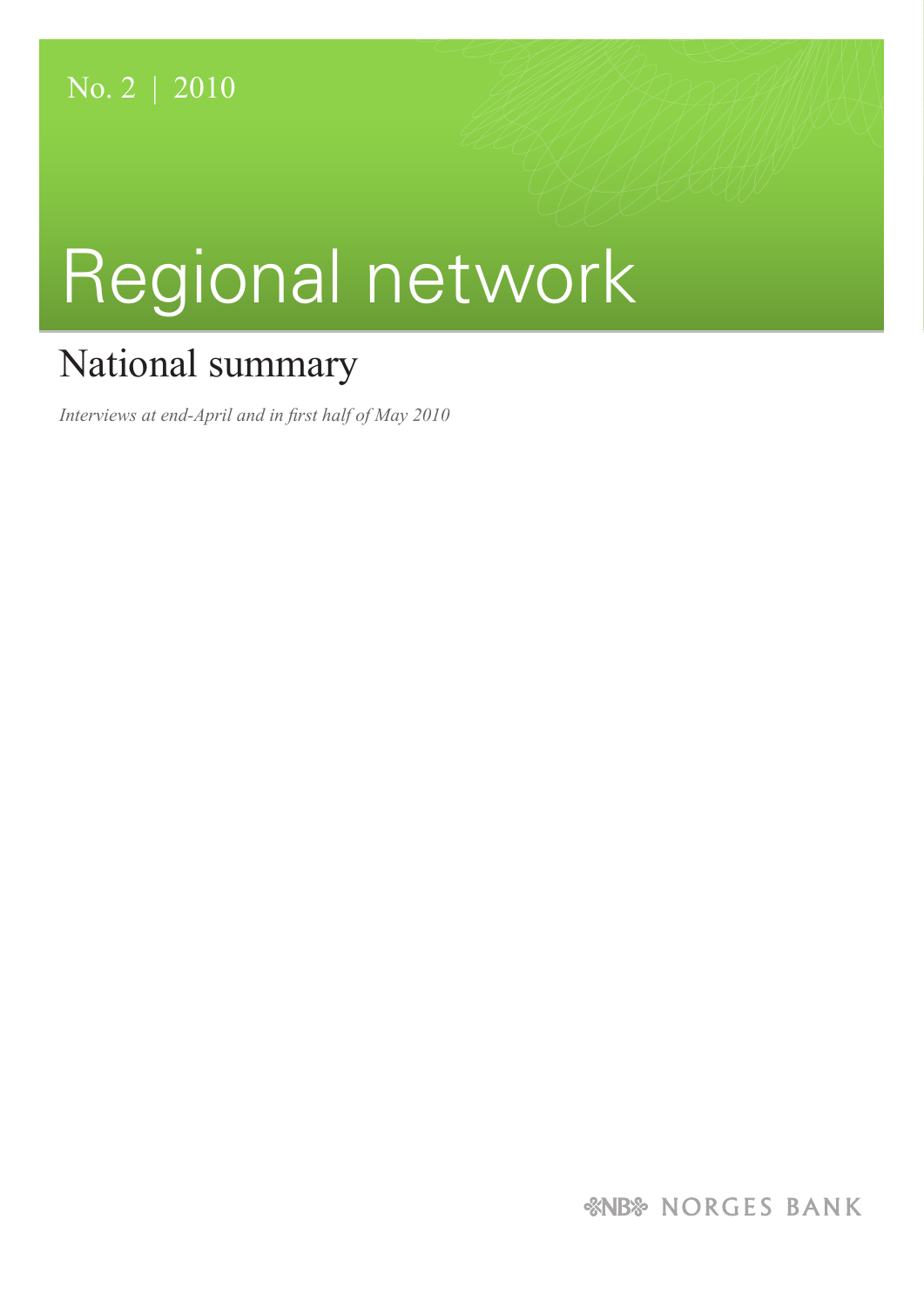No. 2 | 2010

# Regional network

## National summary

*Interviews at end-April and in first half of May 2010*

NORGES BANK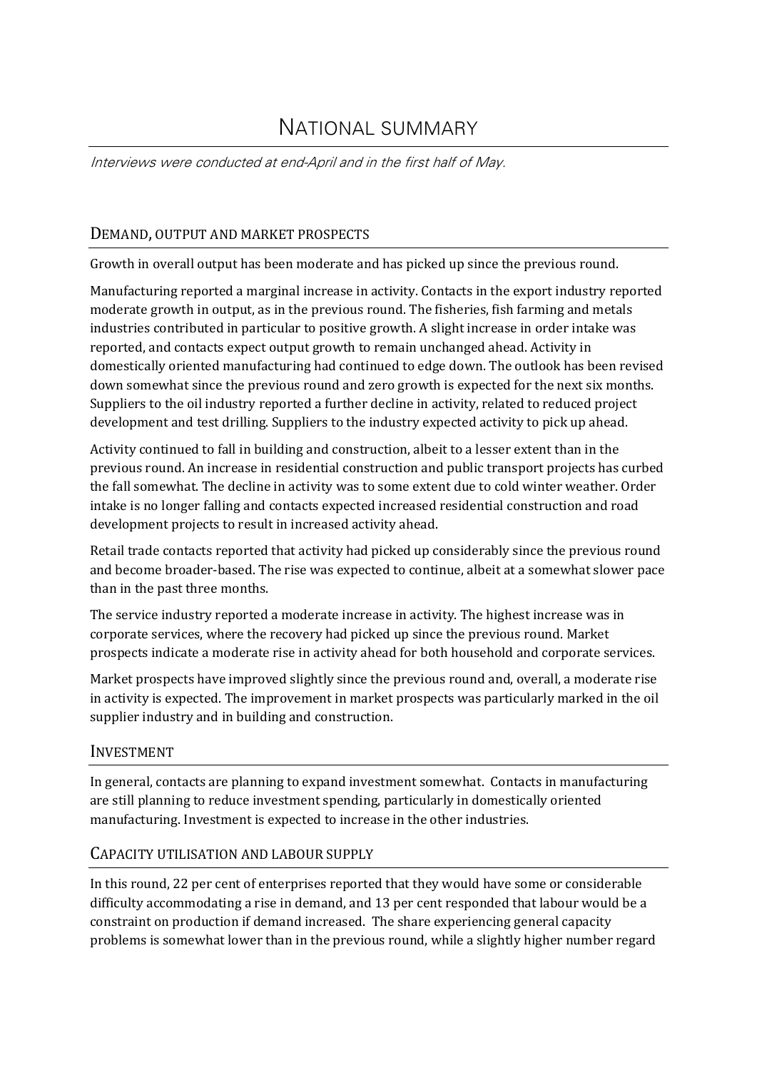# National summary

*Interviews were conducted at end-April and in the first half of May.*

## Demand, output and market prospects

Growth in overall output has been moderate and has picked up since the previous round.

Manufacturing reported a marginal increase in activity. Contacts in the export industry reported moderate growth in output, as in the previous round. The fisheries, fish farming and metals industries contributed in particular to positive growth. A slight increase in order intake was reported, and contacts expect output growth to remain unchanged ahead. Activity in domestically oriented manufacturing had continued to edge down. The outlook has been revised down somewhat since the previous round and zero growth is expected for the next six months. Suppliers to the oil industry reported a further decline in activity, related to reduced project development and test drilling. Suppliers to the industry expected activity to pick up ahead.

Activity continued to fall in building and construction, albeit to a lesser extent than in the previous round. An increase in residential construction and public transport projects has curbed the fall somewhat. The decline in activity was to some extent due to cold winter weather. Order intake is no longer falling and contacts expected increased residential construction and road development projects to result in increased activity ahead.

Retail trade contacts reported that activity had picked up considerably since the previous round and become broader-based. The rise was expected to continue, albeit at a somewhat slower pace than in the past three months.

The service industry reported a moderate increase in activity. The highest increase was in corporate services, where the recovery had picked up since the previous round. Market prospects indicate a moderate rise in activity ahead for both household and corporate services.

Market prospects have improved slightly since the previous round and, overall, a moderate rise in activity is expected. The improvement in market prospects was particularly marked in the oil supplier industry and in building and construction.

## Investment

In general, contacts are planning to expand investment somewhat. Contacts in manufacturing are still planning to reduce investment spending, particularly in domestically oriented manufacturing. Investment is expected to increase in the other industries.

## Capacity utilisation and labour supply

In this round, 22 per cent of enterprises reported that they would have some or considerable difficulty accommodating a rise in demand, and 13 per cent responded that labour would be a constraint on production if demand increased. The share experiencing general capacity problems is somewhat lower than in the previous round, while a slightly higher number regard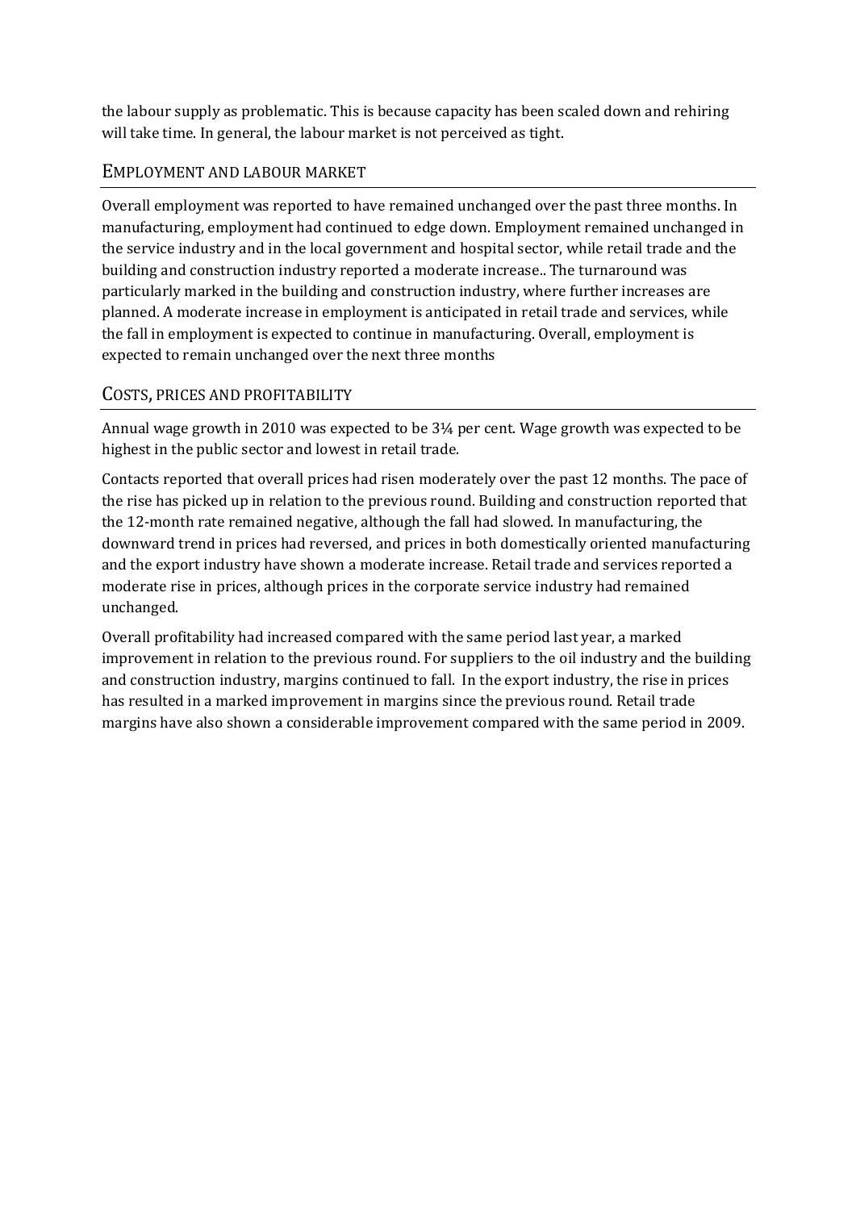the labour supply as problematic. This is because capacity has been scaled down and rehiring will take time. In general, the labour market is not perceived as tight.

## EMPLOYMENT AND LABOUR MARKET

Overall employment was reported to have remained unchanged over the past three months. In manufacturing, employment had continued to edge down. Employment remained unchanged in the service industry and in the local government and hospital sector, while retail trade and the building and construction industry reported a moderate increase.. The turnaround was particularly marked in the building and construction industry, where further increases are planned. A moderate increase in employment is anticipated in retail trade and services, while the fall in employment is expected to continue in manufacturing. Overall, employment is expected to remain unchanged over the next three months

## COSTS, PRICES AND PROFITABILITY

Annual wage growth in 2010 was expected to be 3¼ per cent. Wage growth was expected to be highest in the public sector and lowest in retail trade.

Contacts reported that overall prices had risen moderately over the past 12 months. The pace of the rise has picked up in relation to the previous round. Building and construction reported that the 12-month rate remained negative, although the fall had slowed. In manufacturing, the downward trend in prices had reversed, and prices in both domestically oriented manufacturing and the export industry have shown a moderate increase. Retail trade and services reported a moderate rise in prices, although prices in the corporate service industry had remained unchanged.

Overall profitability had increased compared with the same period last year, a marked improvement in relation to the previous round. For suppliers to the oil industry and the building and construction industry, margins continued to fall. In the export industry, the rise in prices has resulted in a marked improvement in margins since the previous round. Retail trade margins have also shown a considerable improvement compared with the same period in 2009.